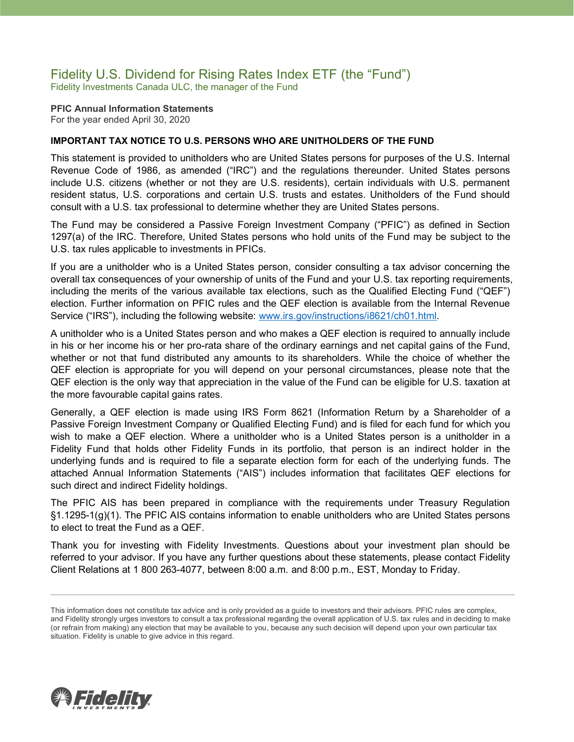# Fidelity U.S. Dividend for Rising Rates Index ETF (the "Fund")

Fidelity Investments Canada ULC, the manager of the Fund

**PFIC Annual Information Statements**

For the year ended April 30, 2020

**IMPORTANT TAX NOTICE TO U.S. PERSONS WHO ARE UNITHOLDERS OF THE FUND**

This statement is provided to unitholders who are United States persons for purposes of the U.S. Internal Revenue Code of 1986, as amended ("IRC") and the regulations thereunder. United States persons include U.S. citizens (whether or not they are U.S. residents), certain individuals with U.S. permanent resident status, U.S. corporations and certain U.S. trusts and estates. Unitholders of the Fund should consult with a U.S. tax professional to determine whether they are United States persons.

The Fund may be considered a Passive Foreign Investment Company ("PFIC") as defined in Section 1297(a) of the IRC. Therefore, United States persons who hold units of the Fund may be subject to the U.S. tax rules applicable to investments in PFICs.

If you are a unitholder who is a United States person, consider consulting a tax advisor concerning the overall tax consequences of your ownership of units of the Fund and your U.S. tax reporting requirements, including the merits of the various available tax elections, such as the Qualified Electing Fund ("QEF") election. Further information on PFIC rules and the QEF election is available from the Internal Revenue Service ("IRS"), including the following website: [www.irs.gov/instructions/i8621/ch01.html](www.irs.gov/instructions/i8621/ch01.html).

A unitholder who is a United States person and who makes a QEF election is required to annually include in his or her income his or her pro-rata share of the ordinary earnings and net capital gains of the Fund, whether or not that fund distributed any amounts to its shareholders. While the choice of whether the QEF election is appropriate for you will depend on your personal circumstances, please note that the QEF election is the only way that appreciation in the value of the Fund can be eligible for U.S. taxation at the more favourable capital gains rates.

Generally, a QEF election is made using IRS Form 8621 (Information Return by a Shareholder of a Passive Foreign Investment Company or Qualified Electing Fund) and is filed for each fund for which you wish to make a QEF election. Where a unitholder who is a United States person is a unitholder in a Fidelity Fund that holds other Fidelity Funds in its portfolio, that person is an indirect holder in the underlying funds and is required to file a separate election form for each of the underlying funds. The attached Annual Information Statements ("AIS") includes information that facilitates QEF elections for such direct and indirect Fidelity holdings.

The PFIC AIS has been prepared in compliance with the requirements under Treasury Regulation §1.1295-1(g)(1). The PFIC AIS contains information to enable unitholders who are United States persons to elect to treat the Fund as a QEF.

Thank you for investing with Fidelity Investments. Questions about your investment plan should be referred to your advisor. If you have any further questions about these statements, please contact Fidelity Client Relations at 1 800 263-4077, between 8:00 a.m. and 8:00 p.m., EST, Monday to Friday.

---

This information does not constitute tax advice and is only provided as a guide to investors and their advisors. PFIC rules are complex, and Fidelity strongly urges investors to consult a tax professional regarding the overall application of U.S. tax rules and in deciding to make (or refrain from making) any election that may be available to you, because any such decision will depend upon your own particular tax situation. Fidelity is unable to give advice in this regard.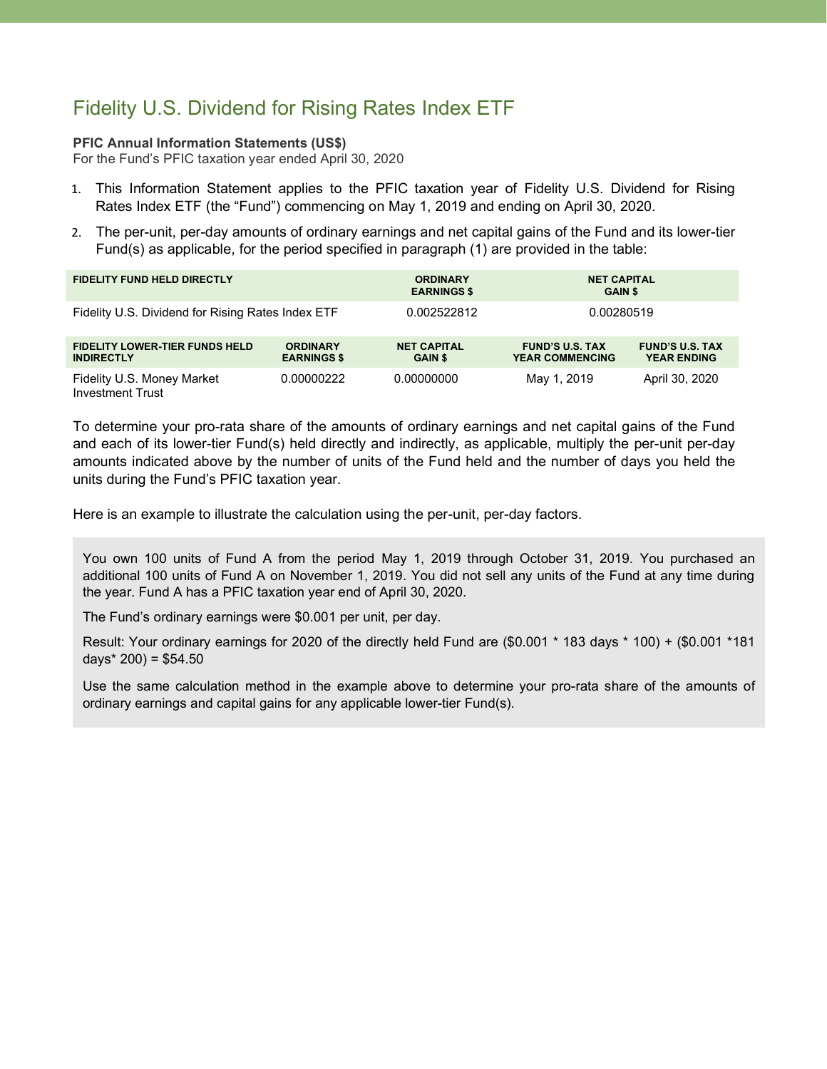# Fidelity U.S. Dividend for Rising Rates Index ETF

**PFIC Annual Information Statements (US$)**
For the Fund's PFIC taxation year ended April 30, 2020

1. This Information Statement applies to the PFIC taxation year of Fidelity U.S. Dividend for Rising Rates Index ETF (the "Fund") commencing on May 1, 2019 and ending on April 30, 2020.
2. The per-unit, per-day amounts of ordinary earnings and net capital gains of the Fund and its lower-tier Fund(s) as applicable, for the period specified in paragraph (1) are provided in the table:

| FIDELITY FUND HELD DIRECTLY | ORDINARY EARNINGS $ | NET CAPITAL GAIN $ |
|---|---|---|
| Fidelity U.S. Dividend for Rising Rates Index ETF | 0.002522812 | 0.00280519 |

| FIDELITY LOWER-TIER FUNDS HELD INDIRECTLY | ORDINARY EARNINGS $ | NET CAPITAL GAIN $ | FUND'S U.S. TAX YEAR COMMENCING | FUND'S U.S. TAX YEAR ENDING |
|---|---|---|---|---|
| Fidelity U.S. Money Market Investment Trust | 0.00000222 | 0.00000000 | May 1, 2019 | April 30, 2020 |

To determine your pro-rata share of the amounts of ordinary earnings and net capital gains of the Fund and each of its lower-tier Fund(s) held directly and indirectly, as applicable, multiply the per-unit per-day amounts indicated above by the number of units of the Fund held and the number of days you held the units during the Fund's PFIC taxation year.

Here is an example to illustrate the calculation using the per-unit, per-day factors.

> You own 100 units of Fund A from the period May 1, 2019 through October 31, 2019. You purchased an additional 100 units of Fund A on November 1, 2019. You did not sell any units of the Fund at any time during the year. Fund A has a PFIC taxation year end of April 30, 2020.
>
> The Fund's ordinary earnings were $0.001 per unit, per day.
>
> Result: Your ordinary earnings for 2020 of the directly held Fund are ($0.001 * 183 days * 100) + ($0.001 *181 days* 200) = $54.50
>
> Use the same calculation method in the example above to determine your pro-rata share of the amounts of ordinary earnings and capital gains for any applicable lower-tier Fund(s).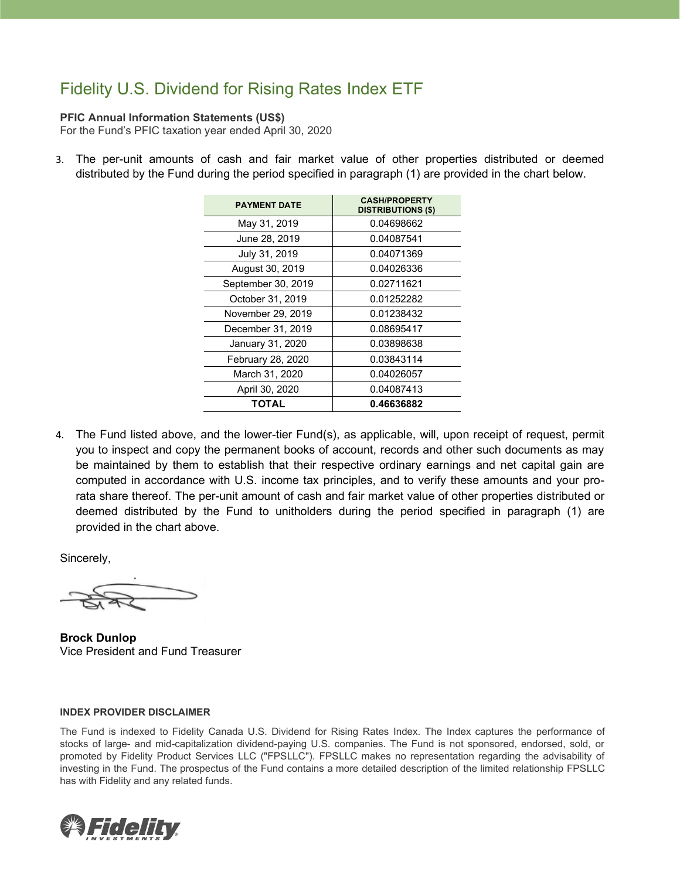# Fidelity U.S. Dividend for Rising Rates Index ETF

**PFIC Annual Information Statements (US$)**
For the Fund's PFIC taxation year ended April 30, 2020

3. The per-unit amounts of cash and fair market value of other properties distributed or deemed distributed by the Fund during the period specified in paragraph (1) are provided in the chart below.

| PAYMENT DATE | CASH/PROPERTY DISTRIBUTIONS ($) |
|---|---|
| May 31, 2019 | 0.04698662 |
| June 28, 2019 | 0.04087541 |
| July 31, 2019 | 0.04071369 |
| August 30, 2019 | 0.04026336 |
| September 30, 2019 | 0.02711621 |
| October 31, 2019 | 0.01252282 |
| November 29, 2019 | 0.01238432 |
| December 31, 2019 | 0.08695417 |
| January 31, 2020 | 0.03898638 |
| February 28, 2020 | 0.03843114 |
| March 31, 2020 | 0.04026057 |
| April 30, 2020 | 0.04087413 |
| **TOTAL** | **0.46636882** |

4. The Fund listed above, and the lower-tier Fund(s), as applicable, will, upon receipt of request, permit you to inspect and copy the permanent books of account, records and other such documents as may be maintained by them to establish that their respective ordinary earnings and net capital gain are computed in accordance with U.S. income tax principles, and to verify these amounts and your pro-rata share thereof. The per-unit amount of cash and fair market value of other properties distributed or deemed distributed by the Fund to unitholders during the period specified in paragraph (1) are provided in the chart above.

Sincerely,

**Brock Dunlop**
Vice President and Fund Treasurer

**INDEX PROVIDER DISCLAIMER**

The Fund is indexed to Fidelity Canada U.S. Dividend for Rising Rates Index. The Index captures the performance of stocks of large- and mid-capitalization dividend-paying U.S. companies. The Fund is not sponsored, endorsed, sold, or promoted by Fidelity Product Services LLC ("FPSLLC"). FPSLLC makes no representation regarding the advisability of investing in the Fund. The prospectus of the Fund contains a more detailed description of the limited relationship FPSLLC has with Fidelity and any related funds.

Fidelity INVESTMENTS